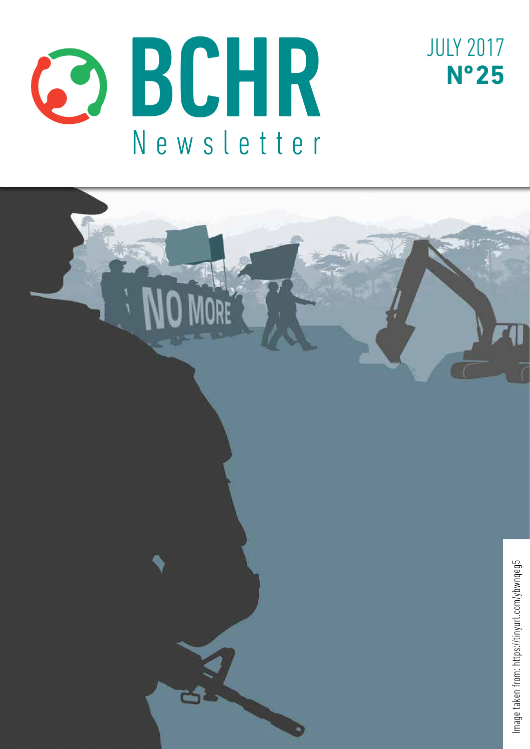# BCHR Newsletter

JULY 2017

**Nº25**

Image taken from: https://tinyurl.com/ybwnqeg5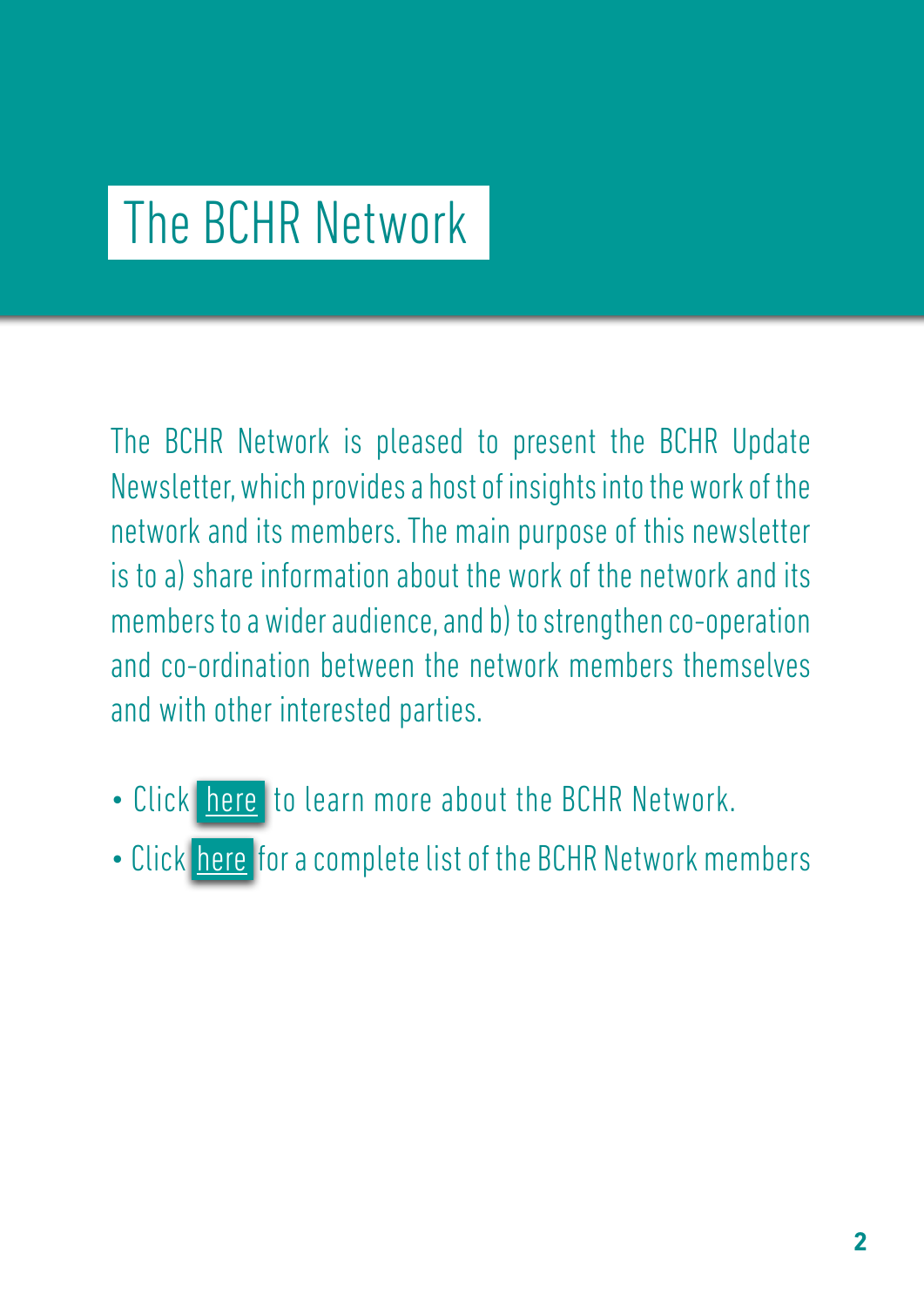# The BCHR Network

The BCHR Network is pleased to present the BCHR Update Newsletter, which provides a host of insights into the work of the network and its members. The main purpose of this newsletter is to a) share information about the work of the network and its members to a wider audience, and b) to strengthen co-operation and co-ordination between the network members themselves and with other interested parties.

- Click here to learn more about the BCHR Network.
- Click here for a complete list of the BCHR Network members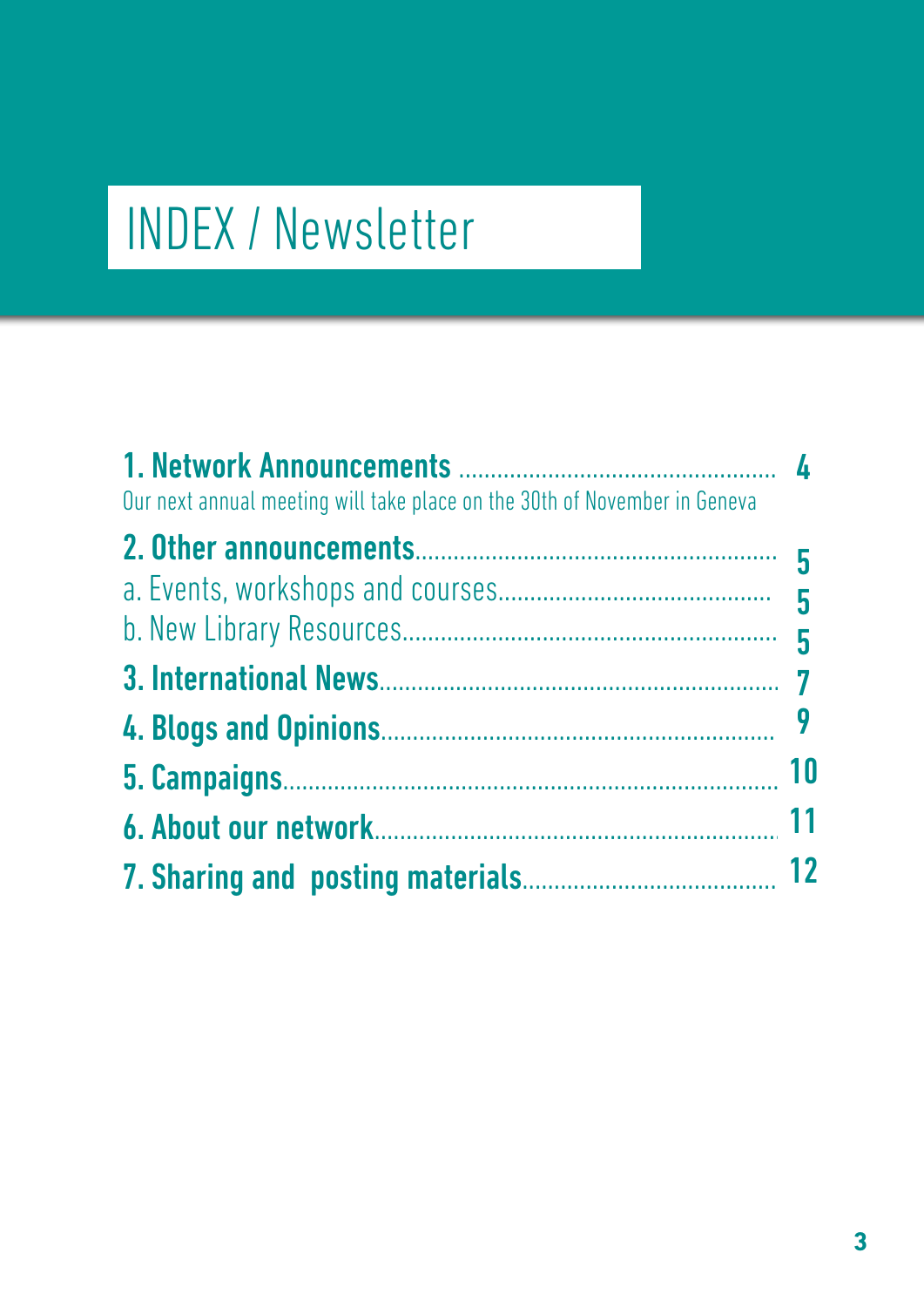# INDEX / Newsletter

**1. Network Announcements** .................................................. **4**

Our next annual meeting will take place on the 30th of November in Geneva

**2. Other announcements**......................................................... **5**

a. Events, workshops and courses.......................................... **5**

b. New Library Resources......................................................... **5**

**3. International News**............................................................. **7**

**4. Blogs and Opinions**............................................................ **9**

**5. Campaigns**........................................................................... **10**

**6. About our network**.............................................................. **11**

**7. Sharing and posting materials**....................................... **12**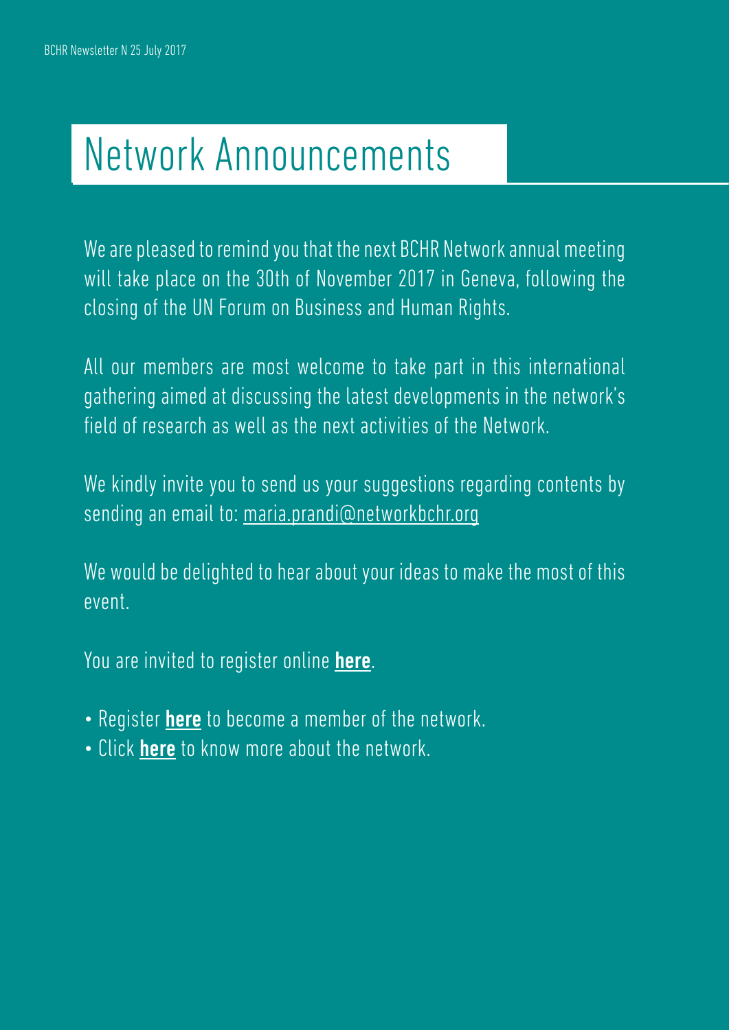# Network Announcements

We are pleased to remind you that the next BCHR Network annual meeting will take place on the 30th of November 2017 in Geneva, following the closing of the UN Forum on Business and Human Rights.

All our members are most welcome to take part in this international gathering aimed at discussing the latest developments in the network's field of research as well as the next activities of the Network.

We kindly invite you to send us your suggestions regarding contents by sending an email to: maria.prandi@networkbchr.org

We would be delighted to hear about your ideas to make the most of this event.

You are invited to register online **here**.

- Register **here** to become a member of the network.
- Click **here** to know more about the network.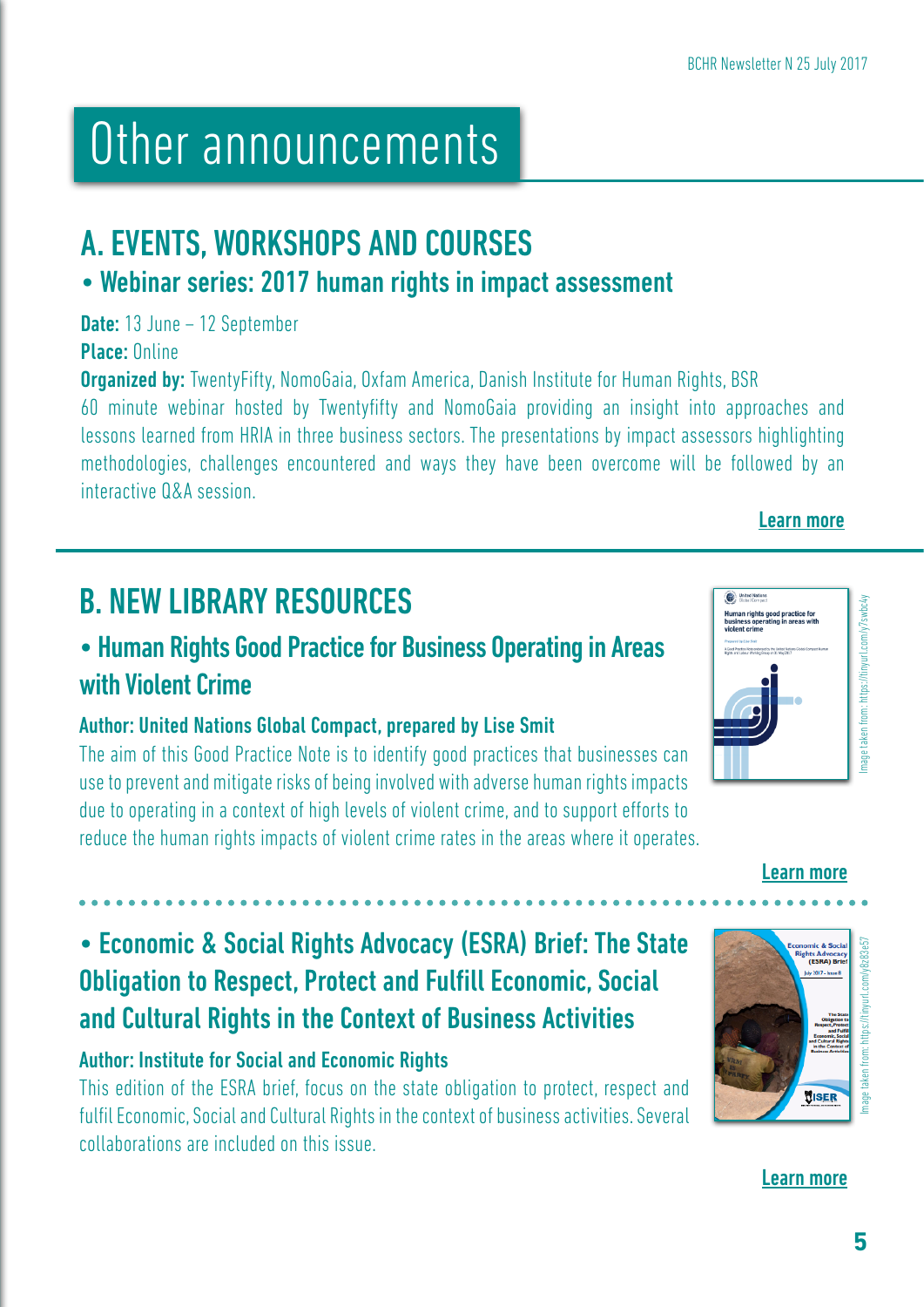# Other announcements

## A. EVENTS, WORKSHOPS AND COURSES

### • Webinar series: 2017 human rights in impact assessment

**Date:** 13 June – 12 September

**Place:** Online

**Organized by:** TwentyFifty, NomoGaia, Oxfam America, Danish Institute for Human Rights, BSR

60 minute webinar hosted by Twentyfifty and NomoGaia providing an insight into approaches and lessons learned from HRIA in three business sectors. The presentations by impact assessors highlighting methodologies, challenges encountered and ways they have been overcome will be followed by an interactive Q&A session.

**Learn more**

## B. NEW LIBRARY RESOURCES

### • Human Rights Good Practice for Business Operating in Areas with Violent Crime

**Author: United Nations Global Compact, prepared by Lise Smit**

The aim of this Good Practice Note is to identify good practices that businesses can use to prevent and mitigate risks of being involved with adverse human rights impacts due to operating in a context of high levels of violent crime, and to support efforts to reduce the human rights impacts of violent crime rates in the areas where it operates.

Image taken from: https://tinyurl.com/y7swbc4y

**Learn more**

### • Economic & Social Rights Advocacy (ESRA) Brief: The State Obligation to Respect, Protect and Fulfill Economic, Social and Cultural Rights in the Context of Business Activities

**Author: Institute for Social and Economic Rights**

This edition of the ESRA brief, focus on the state obligation to protect, respect and fulfil Economic, Social and Cultural Rights in the context of business activities. Several collaborations are included on this issue.

Image taken from: https://tinyurl.com/y8z83e57

**Learn more**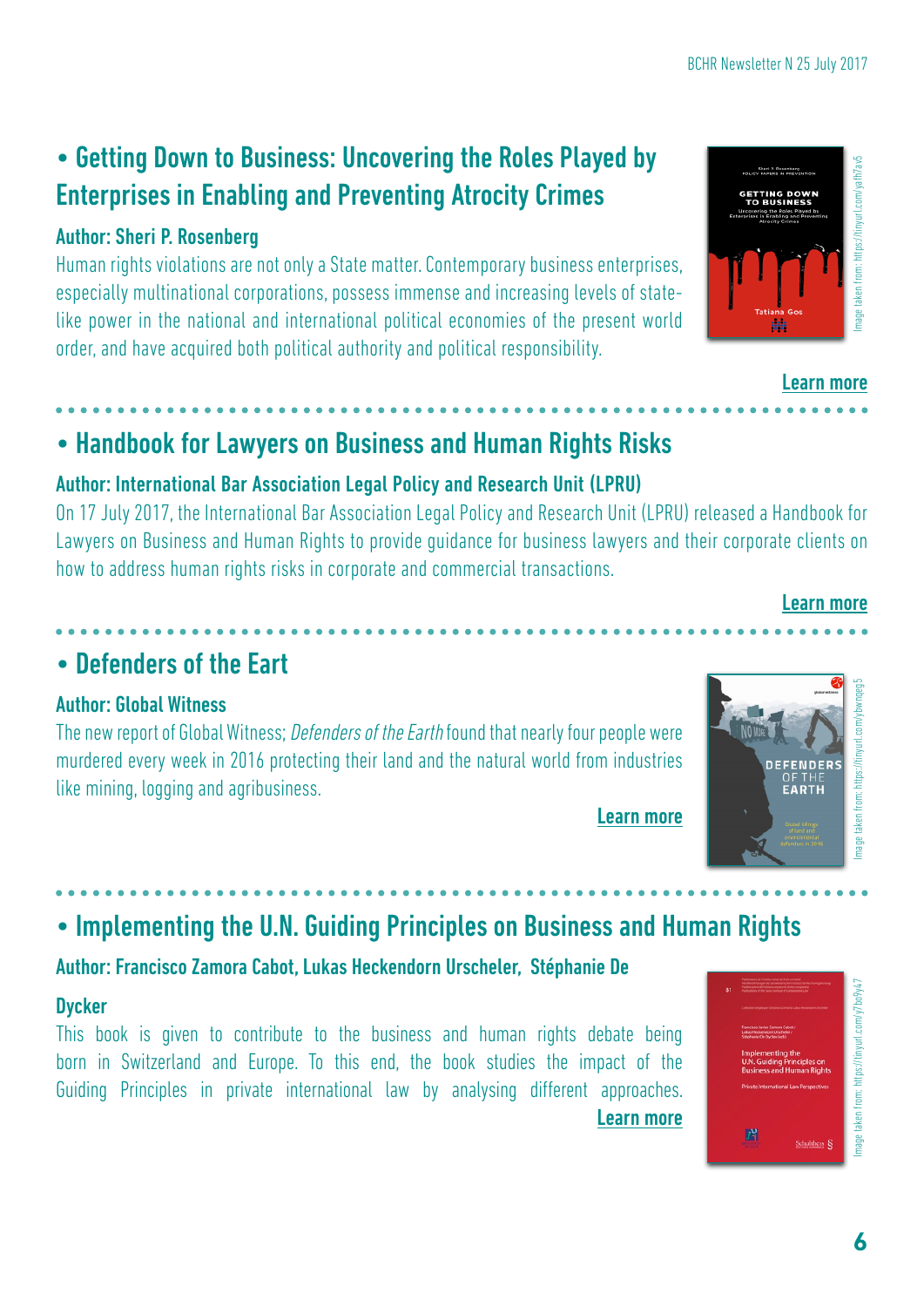## • Getting Down to Business: Uncovering the Roles Played by Enterprises in Enabling and Preventing Atrocity Crimes

**Author: Sheri P. Rosenberg**

Human rights violations are not only a State matter. Contemporary business enterprises, especially multinational corporations, possess immense and increasing levels of state-like power in the national and international political economies of the present world order, and have acquired both political authority and political responsibility.

Image taken from: https://tinyurl.com/ya7h7av5

**Learn more**

## • Handbook for Lawyers on Business and Human Rights Risks

**Author: International Bar Association Legal Policy and Research Unit (LPRU)**

On 17 July 2017, the International Bar Association Legal Policy and Research Unit (LPRU) released a Handbook for Lawyers on Business and Human Rights to provide guidance for business lawyers and their corporate clients on how to address human rights risks in corporate and commercial transactions.

**Learn more**

## • Defenders of the Eart

**Author: Global Witness**

The new report of Global Witness; *Defenders of the Earth* found that nearly four people were murdered every week in 2016 protecting their land and the natural world from industries like mining, logging and agribusiness.

**Learn more**

Image taken from: https://tinyurl.com/ybwnqeg5

## • Implementing the U.N. Guiding Principles on Business and Human Rights

**Author: Francisco Zamora Cabot, Lukas Heckendorn Urscheler, Stéphanie De Dycker**

This book is given to contribute to the business and human rights debate being born in Switzerland and Europe. To this end, the book studies the impact of the Guiding Principles in private international law by analysing different approaches.

**Learn more**

Image taken from: https://tinyurl.com/y7bo9y47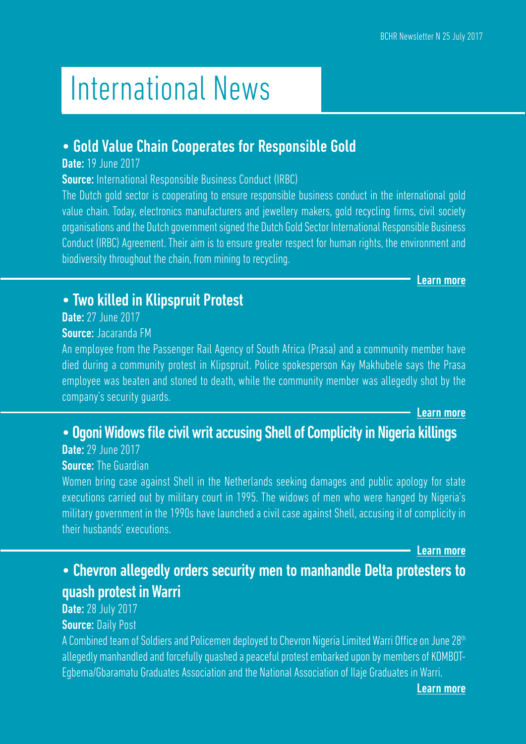# International News

## • Gold Value Chain Cooperates for Responsible Gold

**Date:** 19 June 2017

**Source:** International Responsible Business Conduct (IRBC)

The Dutch gold sector is cooperating to ensure responsible business conduct in the international gold value chain. Today, electronics manufacturers and jewellery makers, gold recycling firms, civil society organisations and the Dutch government signed the Dutch Gold Sector International Responsible Business Conduct (IRBC) Agreement. Their aim is to ensure greater respect for human rights, the environment and biodiversity throughout the chain, from mining to recycling.

**Learn more**

## • Two killed in Klipspruit Protest

**Date:** 27 June 2017

**Source:** Jacaranda FM

An employee from the Passenger Rail Agency of South Africa (Prasa) and a community member have died during a community protest in Klipspruit. Police spokesperson Kay Makhubele says the Prasa employee was beaten and stoned to death, while the community member was allegedly shot by the company's security guards.

**Learn more**

## • Ogoni Widows file civil writ accusing Shell of Complicity in Nigeria killings

**Date:** 29 June 2017

**Source:** The Guardian

Women bring case against Shell in the Netherlands seeking damages and public apology for state executions carried out by military court in 1995. The widows of men who were hanged by Nigeria's military government in the 1990s have launched a civil case against Shell, accusing it of complicity in their husbands' executions.

**Learn more**

## • Chevron allegedly orders security men to manhandle Delta protesters to quash protest in Warri

**Date:** 28 July 2017

**Source:** Daily Post

A Combined team of Soldiers and Policemen deployed to Chevron Nigeria Limited Warri Office on June 28th allegedly manhandled and forcefully quashed a peaceful protest embarked upon by members of KOMBOT-Egbema/Gbaramatu Graduates Association and the National Association of Ilaje Graduates in Warri.

**Learn more**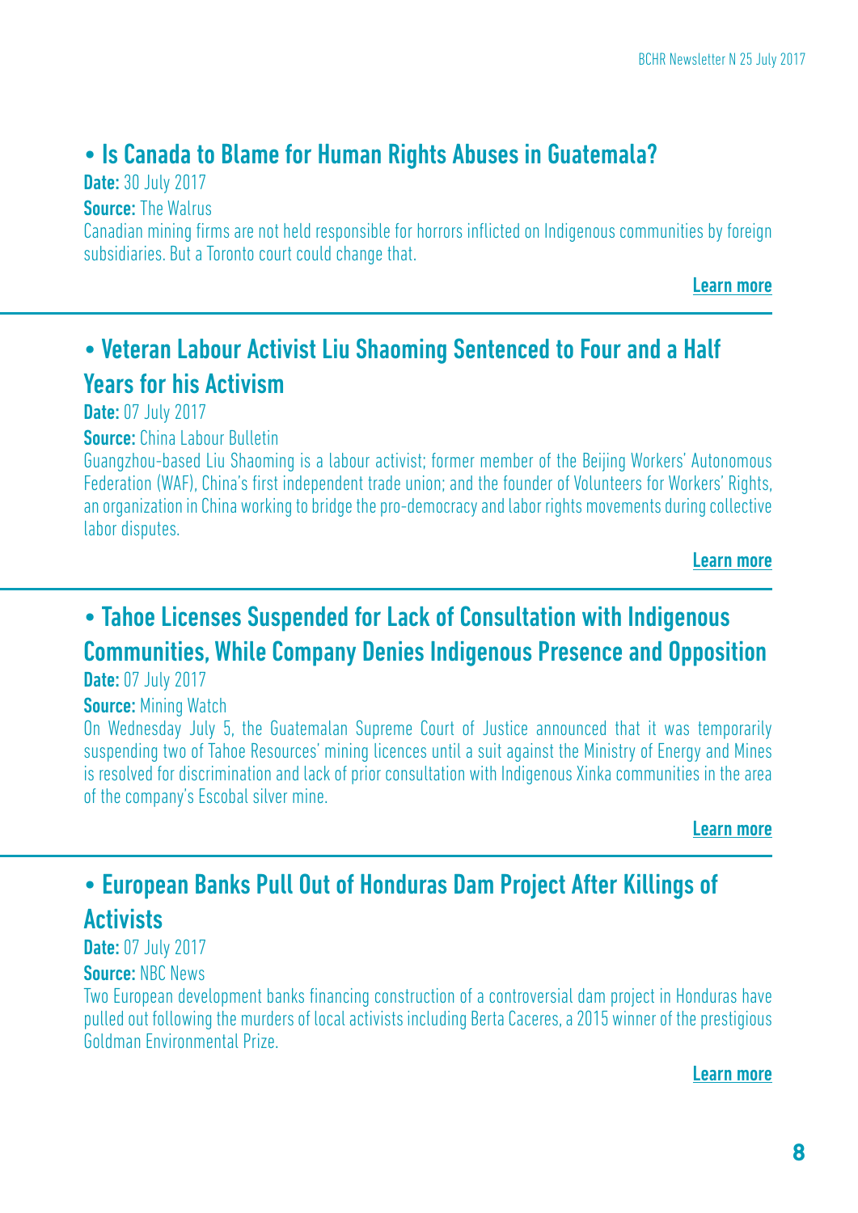## • Is Canada to Blame for Human Rights Abuses in Guatemala?

**Date:** 30 July 2017

**Source:** The Walrus

Canadian mining firms are not held responsible for horrors inflicted on Indigenous communities by foreign subsidiaries. But a Toronto court could change that.

**Learn more**

## • Veteran Labour Activist Liu Shaoming Sentenced to Four and a Half Years for his Activism

**Date:** 07 July 2017

**Source:** China Labour Bulletin

Guangzhou-based Liu Shaoming is a labour activist; former member of the Beijing Workers' Autonomous Federation (WAF), China's first independent trade union; and the founder of Volunteers for Workers' Rights, an organization in China working to bridge the pro-democracy and labor rights movements during collective labor disputes.

**Learn more**

## • Tahoe Licenses Suspended for Lack of Consultation with Indigenous Communities, While Company Denies Indigenous Presence and Opposition

**Date:** 07 July 2017

**Source:** Mining Watch

On Wednesday July 5, the Guatemalan Supreme Court of Justice announced that it was temporarily suspending two of Tahoe Resources' mining licences until a suit against the Ministry of Energy and Mines is resolved for discrimination and lack of prior consultation with Indigenous Xinka communities in the area of the company's Escobal silver mine.

**Learn more**

## • European Banks Pull Out of Honduras Dam Project After Killings of Activists

**Date:** 07 July 2017

**Source:** NBC News

Two European development banks financing construction of a controversial dam project in Honduras have pulled out following the murders of local activists including Berta Caceres, a 2015 winner of the prestigious Goldman Environmental Prize.

**Learn more**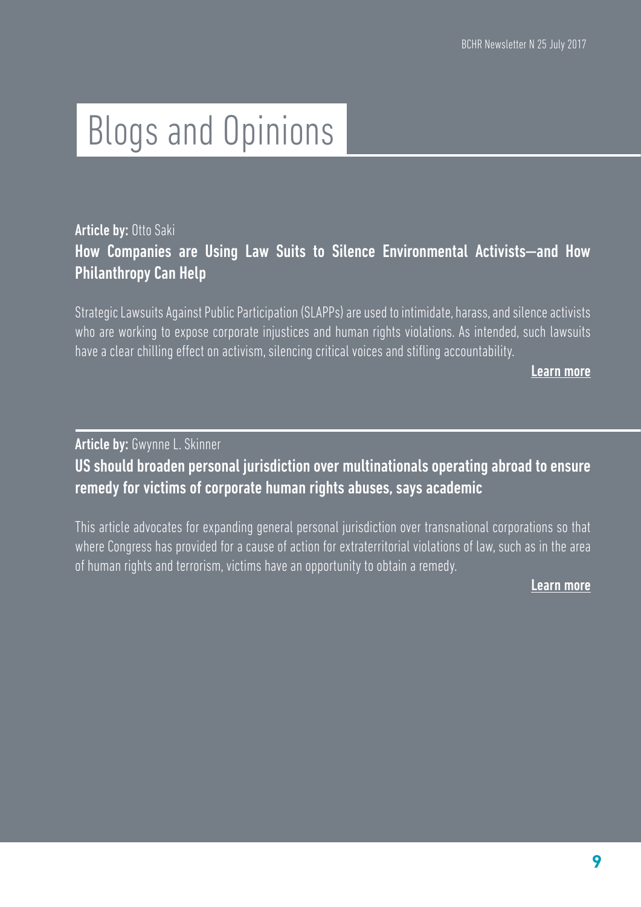# Blogs and Opinions

**Article by:** Otto Saki

## How Companies are Using Law Suits to Silence Environmental Activists—and How Philanthropy Can Help

Strategic Lawsuits Against Public Participation (SLAPPs) are used to intimidate, harass, and silence activists who are working to expose corporate injustices and human rights violations. As intended, such lawsuits have a clear chilling effect on activism, silencing critical voices and stifling accountability.

**Learn more**

**Article by:** Gwynne L. Skinner

## US should broaden personal jurisdiction over multinationals operating abroad to ensure remedy for victims of corporate human rights abuses, says academic

This article advocates for expanding general personal jurisdiction over transnational corporations so that where Congress has provided for a cause of action for extraterritorial violations of law, such as in the area of human rights and terrorism, victims have an opportunity to obtain a remedy.

**Learn more**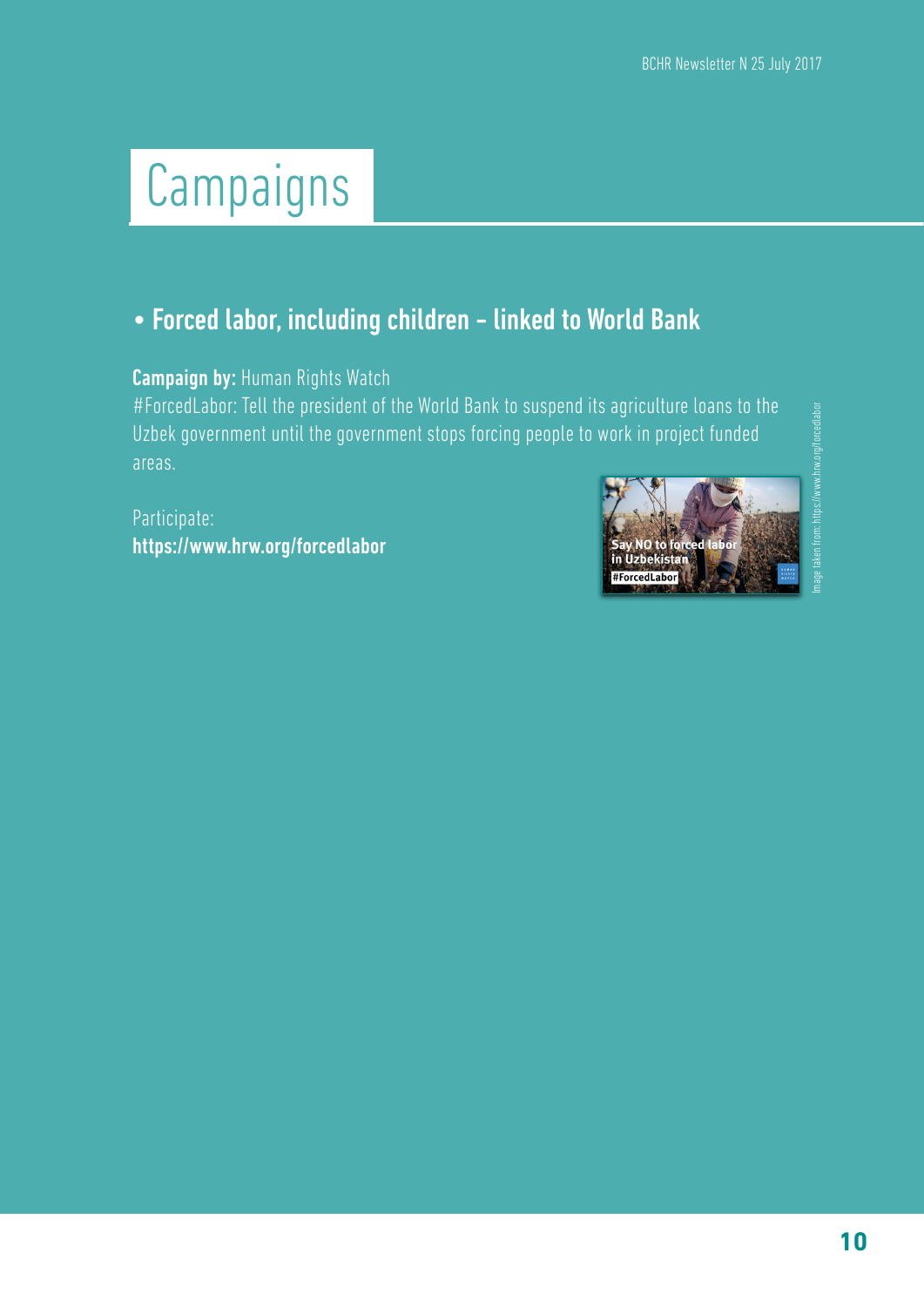# Campaigns

## • Forced labor, including children – linked to World Bank

**Campaign by:** Human Rights Watch

#ForcedLabor: Tell the president of the World Bank to suspend its agriculture loans to the Uzbek government until the government stops forcing people to work in project funded areas.

Participate:
**https://www.hrw.org/forcedlabor**

Image taken from: https://www.hrw.org/forcedlabor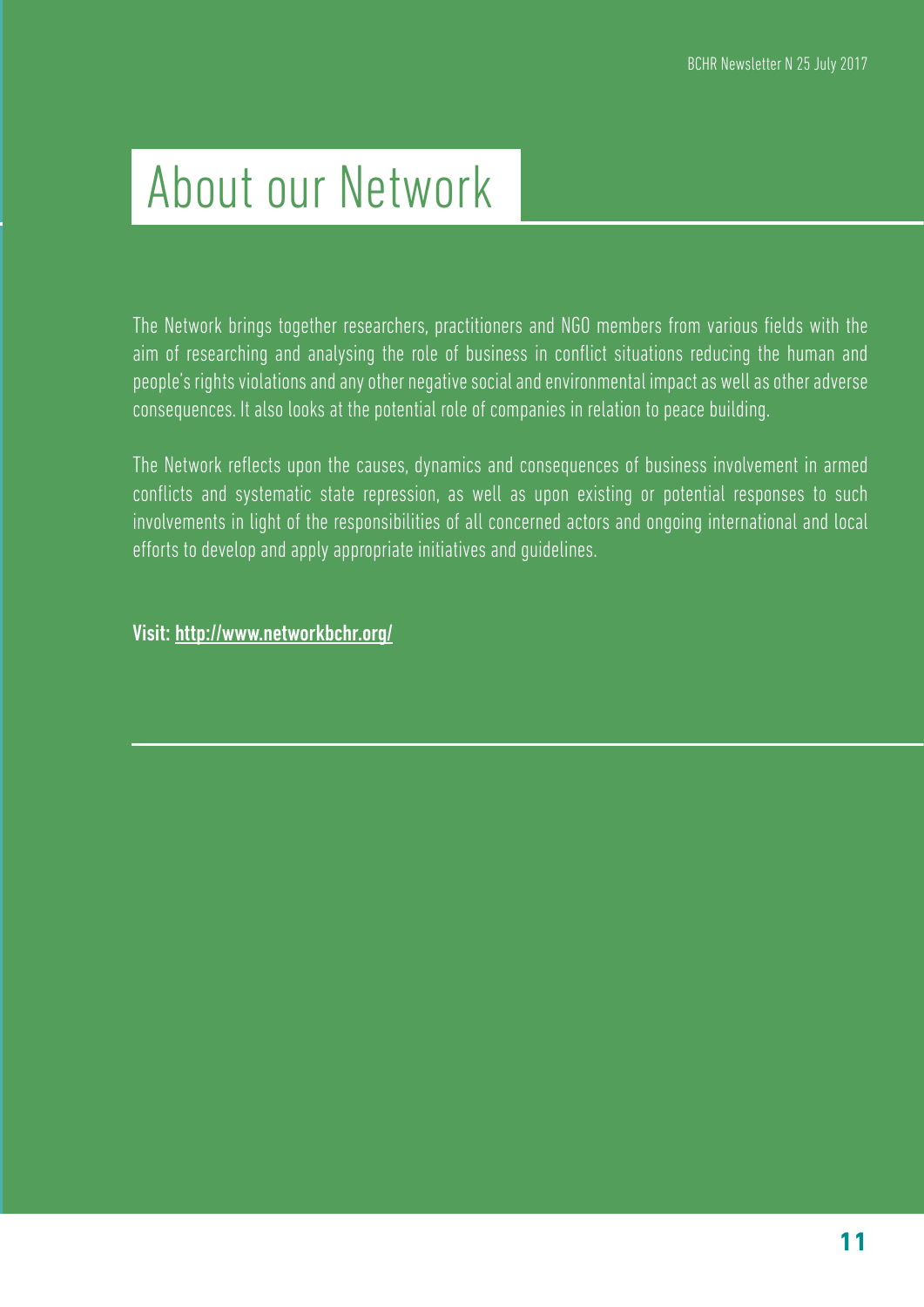# About our Network

The Network brings together researchers, practitioners and NGO members from various fields with the aim of researching and analysing the role of business in conflict situations reducing the human and people's rights violations and any other negative social and environmental impact as well as other adverse consequences. It also looks at the potential role of companies in relation to peace building.

The Network reflects upon the causes, dynamics and consequences of business involvement in armed conflicts and systematic state repression, as well as upon existing or potential responses to such involvements in light of the responsibilities of all concerned actors and ongoing international and local efforts to develop and apply appropriate initiatives and guidelines.

**Visit: http://www.networkbchr.org/**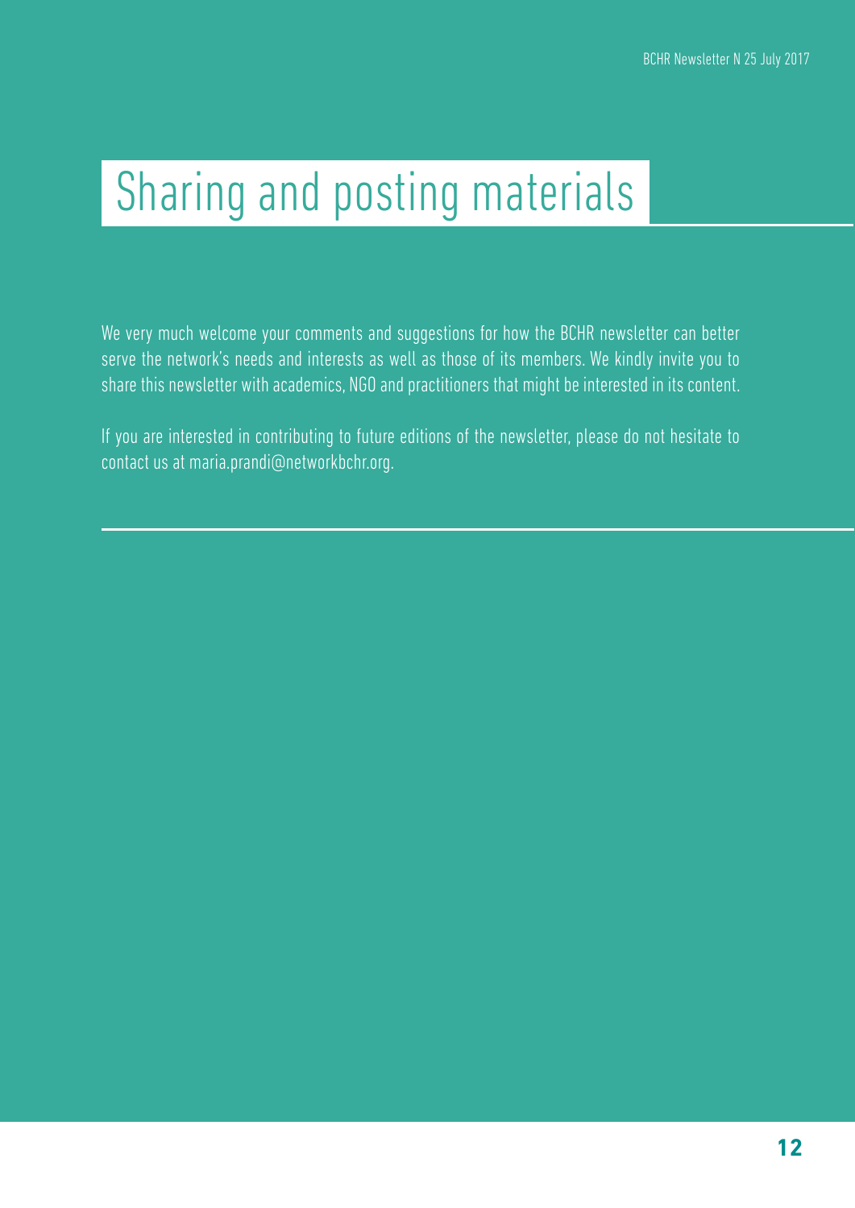# Sharing and posting materials

We very much welcome your comments and suggestions for how the BCHR newsletter can better serve the network's needs and interests as well as those of its members. We kindly invite you to share this newsletter with academics, NGO and practitioners that might be interested in its content.

If you are interested in contributing to future editions of the newsletter, please do not hesitate to contact us at maria.prandi@networkbchr.org.